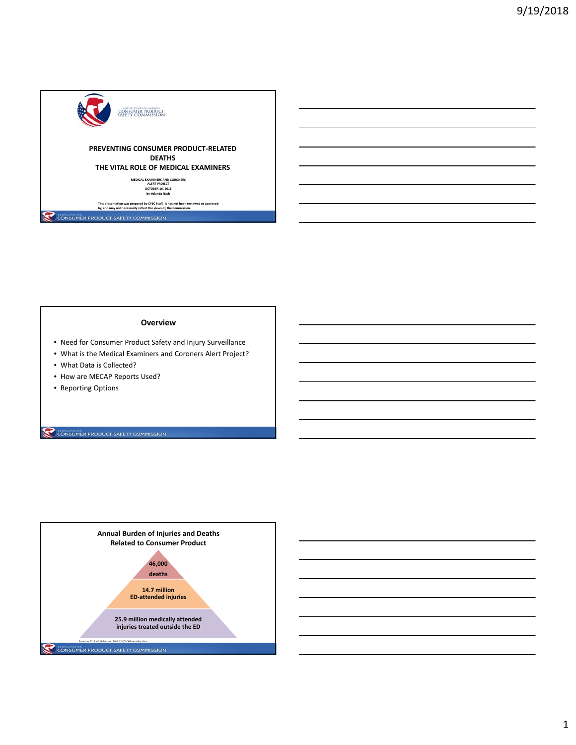UNITED STATES OF AMERICA
CONSUMER PRODUCT SAFETY COMMISSION

## PREVENTING CONSUMER PRODUCT-RELATED DEATHS
## THE VITAL ROLE OF MEDICAL EXAMINERS

MEDICAL EXAMINERS AND CORONERS
ALERT PROJECT
OCTOBER 16, 2018
by Yolanda Nash

This presentation was prepared by CPSC Staff. It has not been reviewed or approved by, and may not necessarily reflect the views of, the Commission.

UNITED STATES CONSUMER PRODUCT SAFETY COMMISSION

## Overview

- Need for Consumer Product Safety and Injury Surveillance
- What is the Medical Examiners and Coroners Alert Project?
- What Data is Collected?
- How are MECAP Reports Used?
- Reporting Options

UNITED STATES CONSUMER PRODUCT SAFETY COMMISSION

## Annual Burden of Injuries and Deaths Related to Consumer Product

- 46,000 deaths
- 14.7 million ED-attended injuries
- 25.9 million medically attended injuries treated outside the ED

Based on 2017 NEISS data and 2016 CDC/NCHS mortality data

UNITED STATES CONSUMER PRODUCT SAFETY COMMISSION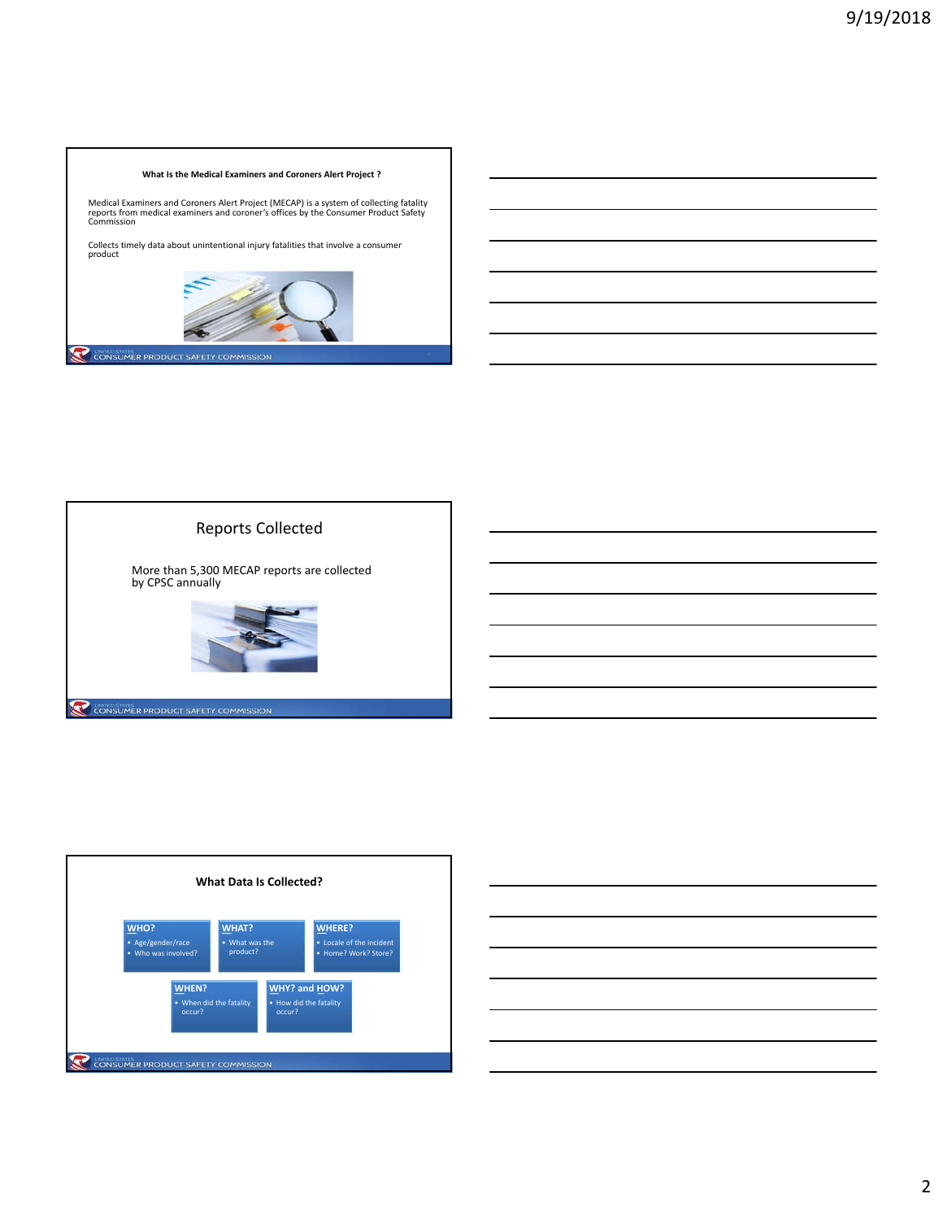## What Is the Medical Examiners and Coroners Alert Project ?

Medical Examiners and Coroners Alert Project (MECAP) is a system of collecting fatality reports from medical examiners and coroner's offices by the Consumer Product Safety Commission

Collects timely data about unintentional injury fatalities that involve a consumer product

## Reports Collected

More than 5,300 MECAP reports are collected by CPSC annually

## What Data Is Collected?

**WHO?**
- Age/gender/race
- Who was involved?

**WHAT?**
- What was the product?

**WHERE?**
- Locale of the incident
- Home? Work? Store?

**WHEN?**
- When did the fatality occur?

**WHY? and HOW?**
- How did the fatality occur?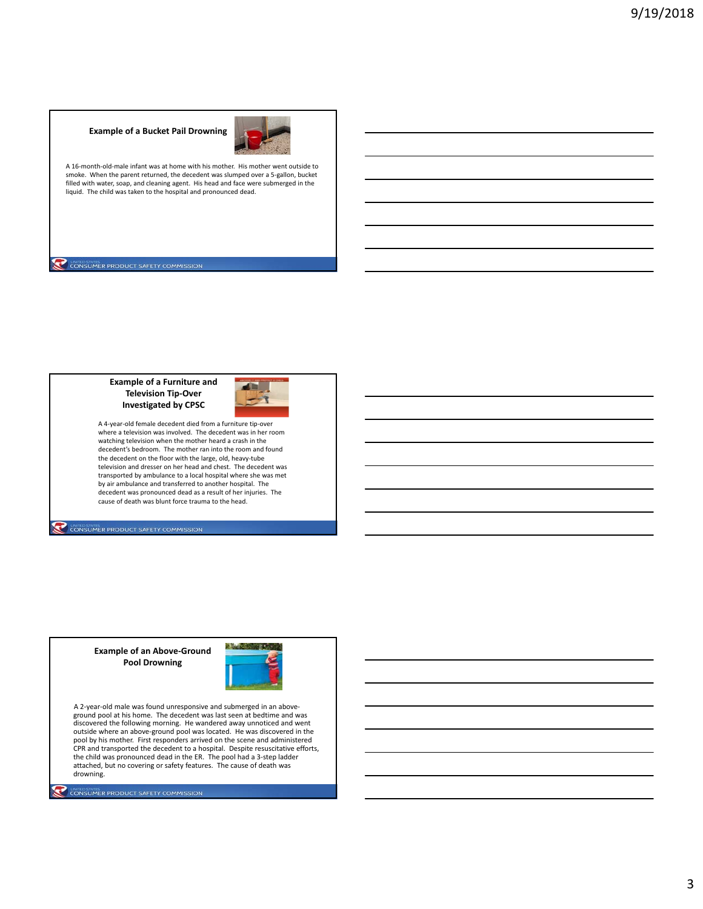## Example of a Bucket Pail Drowning

A 16-month-old-male infant was at home with his mother. His mother went outside to smoke. When the parent returned, the decedent was slumped over a 5-gallon, bucket filled with water, soap, and cleaning agent. His head and face were submerged in the liquid. The child was taken to the hospital and pronounced dead.

UNITED STATES CONSUMER PRODUCT SAFETY COMMISSION

## Example of a Furniture and Television Tip-Over Investigated by CPSC

A 4-year-old female decedent died from a furniture tip-over where a television was involved. The decedent was in her room watching television when the mother heard a crash in the decedent's bedroom. The mother ran into the room and found the decedent on the floor with the large, old, heavy-tube television and dresser on her head and chest. The decedent was transported by ambulance to a local hospital where she was met by air ambulance and transferred to another hospital. The decedent was pronounced dead as a result of her injuries. The cause of death was blunt force trauma to the head.

UNITED STATES CONSUMER PRODUCT SAFETY COMMISSION

## Example of an Above-Ground Pool Drowning

A 2-year-old male was found unresponsive and submerged in an above-ground pool at his home. The decedent was last seen at bedtime and was discovered the following morning. He wandered away unnoticed and went outside where an above-ground pool was located. He was discovered in the pool by his mother. First responders arrived on the scene and administered CPR and transported the decedent to a hospital. Despite resuscitative efforts, the child was pronounced dead in the ER. The pool had a 3-step ladder attached, but no covering or safety features. The cause of death was drowning.

UNITED STATES CONSUMER PRODUCT SAFETY COMMISSION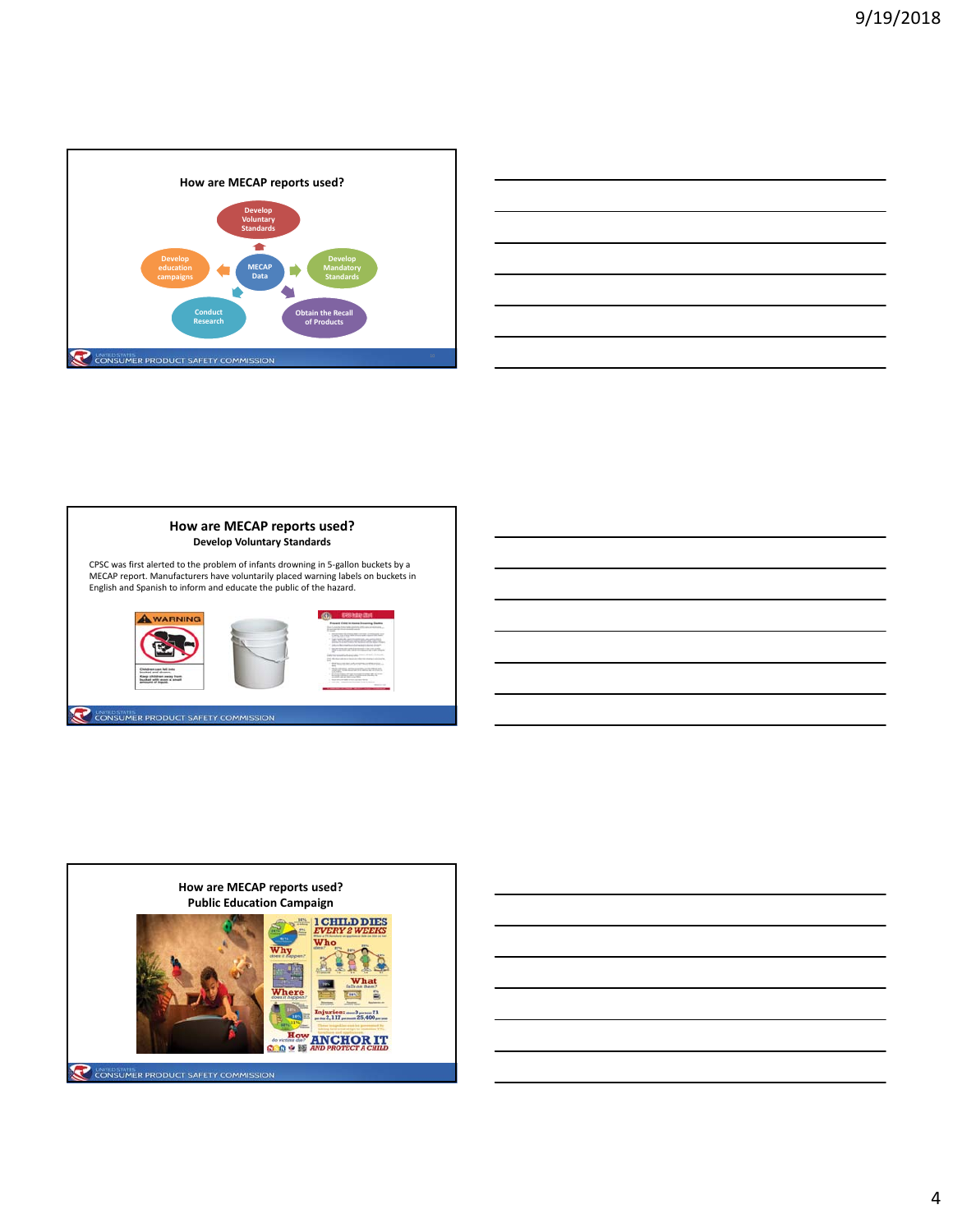## How are MECAP reports used?

- MECAP Data
- Develop Voluntary Standards
- Develop Mandatory Standards
- Obtain the Recall of Products
- Conduct Research
- Develop education campaigns

## How are MECAP reports used?

### Develop Voluntary Standards

CPSC was first alerted to the problem of infants drowning in 5-gallon buckets by a MECAP report. Manufacturers have voluntarily placed warning labels on buckets in English and Spanish to inform and educate the public of the hazard.

## How are MECAP reports used?

### Public Education Campaign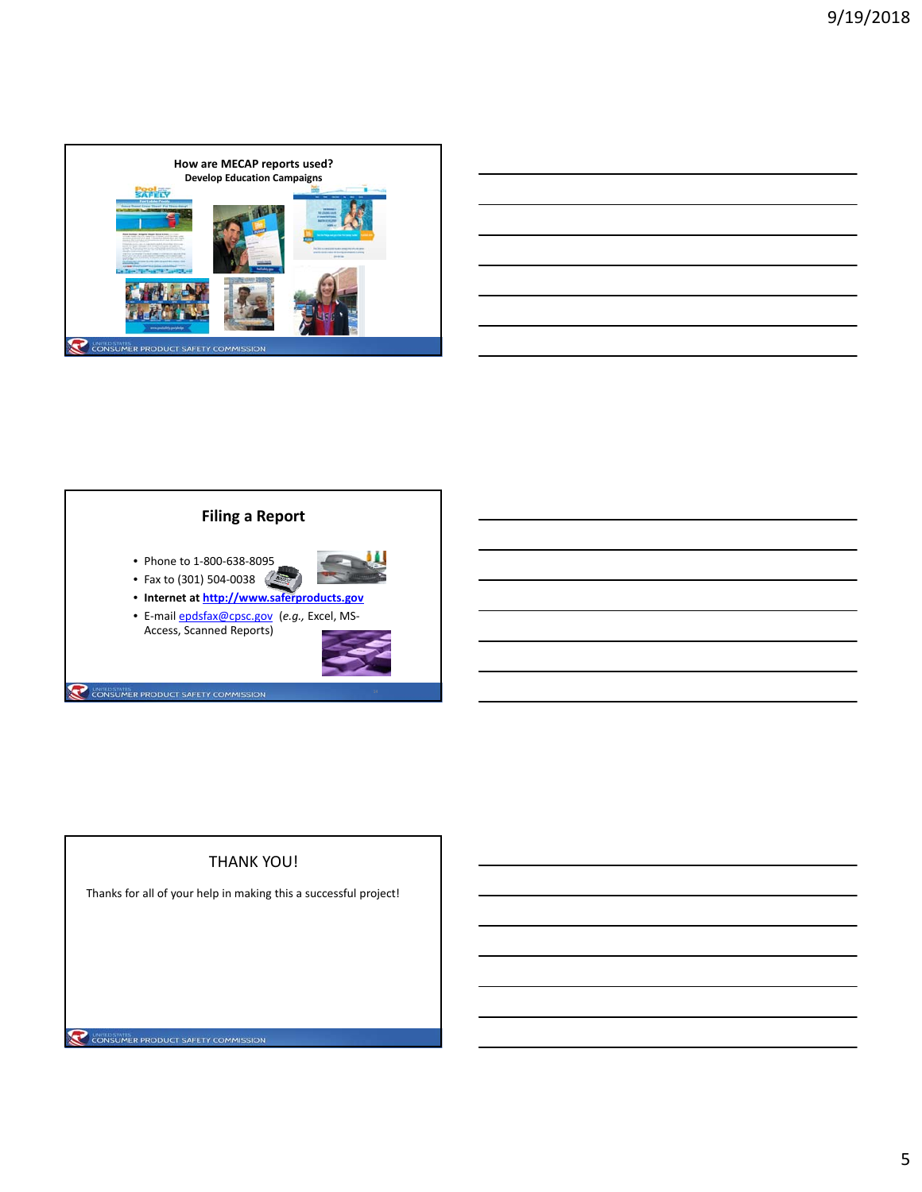## How are MECAP reports used?

**Develop Education Campaigns**

## Filing a Report

- Phone to 1-800-638-8095
- Fax to (301) 504-0038
- **Internet at http://www.saferproducts.gov**
- E-mail epdsfax@cpsc.gov (*e.g.,* Excel, MS-Access, Scanned Reports)

## THANK YOU!

Thanks for all of your help in making this a successful project!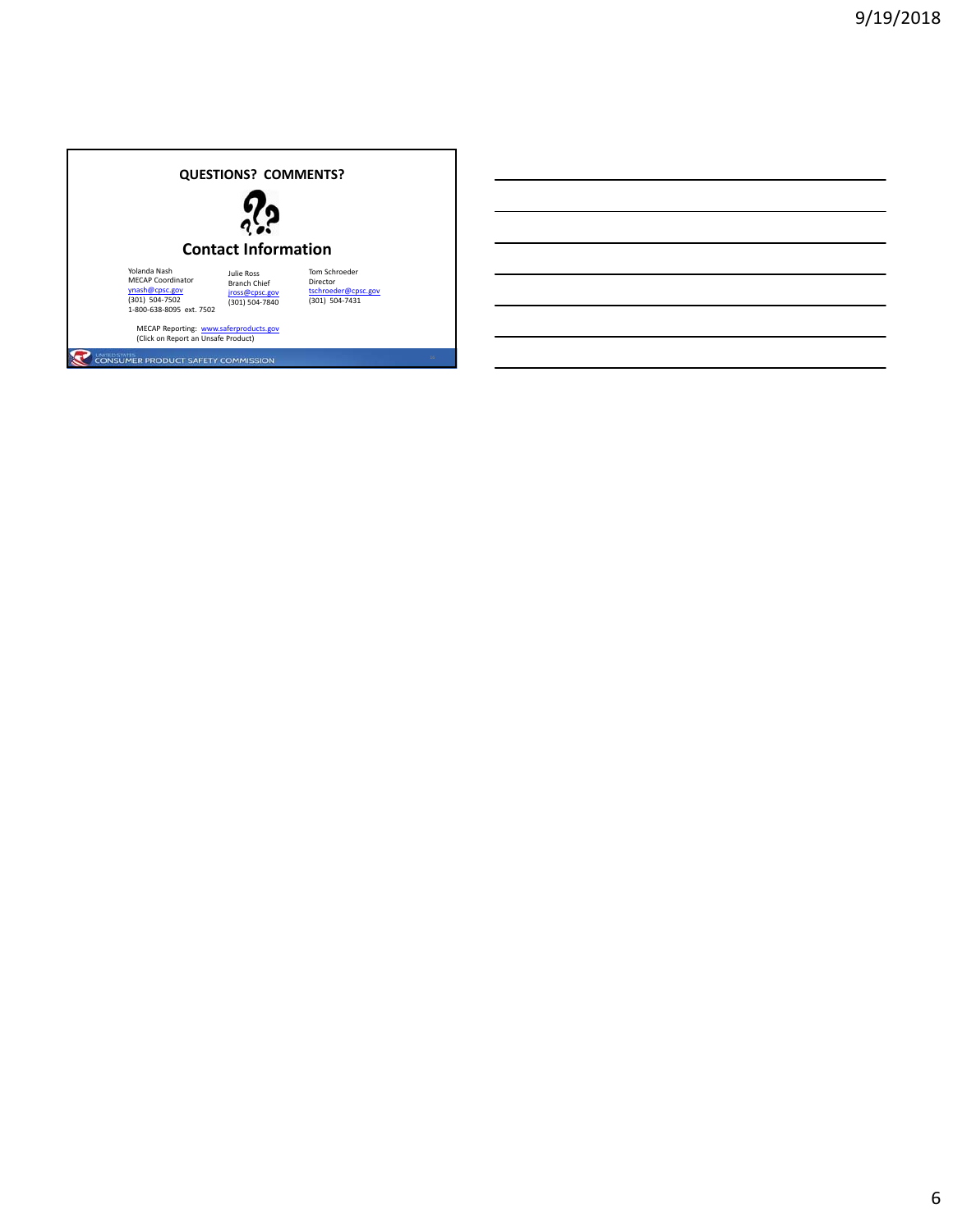## QUESTIONS? COMMENTS?

## Contact Information

Yolanda Nash
MECAP Coordinator
ynash@cpsc.gov
(301) 504-7502
1-800-638-8095 ext. 7502

Julie Ross
Branch Chief
jross@cpsc.gov
(301) 504-7840

Tom Schroeder
Director
tschroeder@cpsc.gov
(301) 504-7431

MECAP Reporting: www.saferproducts.gov
(Click on Report an Unsafe Product)

UNITED STATES CONSUMER PRODUCT SAFETY COMMISSION